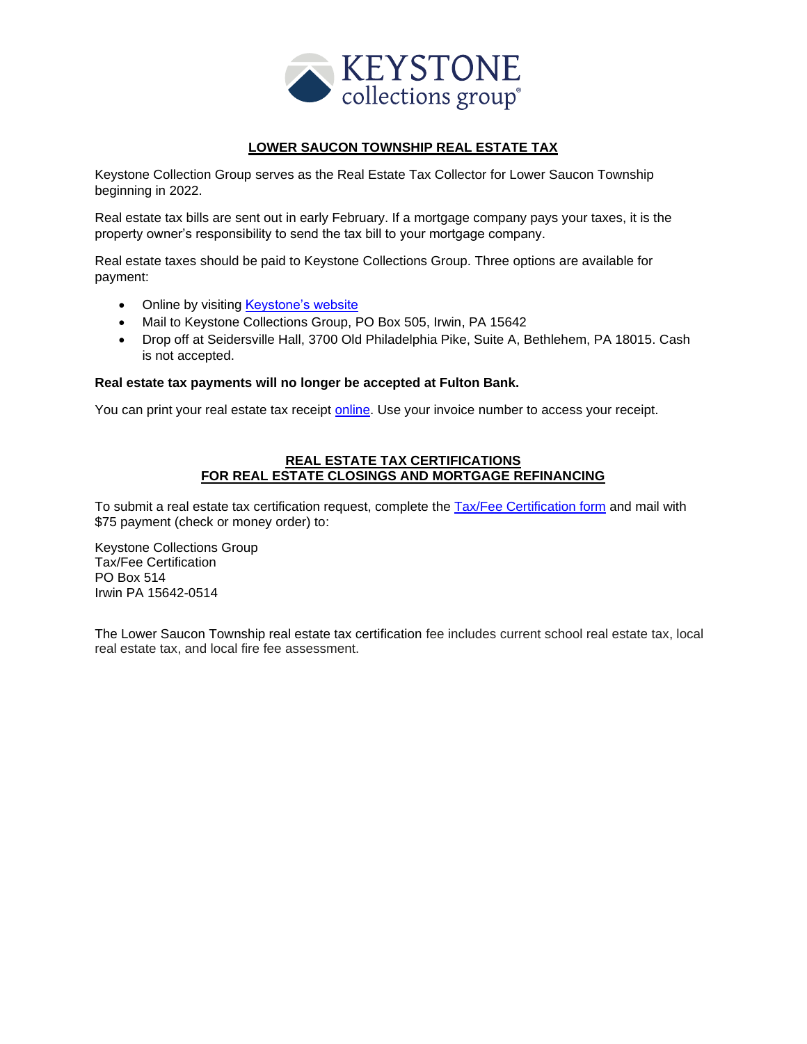**KEYSTONE collections group®**

## LOWER SAUCON TOWNSHIP REAL ESTATE TAX

Keystone Collection Group serves as the Real Estate Tax Collector for Lower Saucon Township beginning in 2022.

Real estate tax bills are sent out in early February. If a mortgage company pays your taxes, it is the property owner's responsibility to send the tax bill to your mortgage company.

Real estate taxes should be paid to Keystone Collections Group. Three options are available for payment:

- Online by visiting Keystone's website
- Mail to Keystone Collections Group, PO Box 505, Irwin, PA 15642
- Drop off at Seidersville Hall, 3700 Old Philadelphia Pike, Suite A, Bethlehem, PA 18015. Cash is not accepted.

**Real estate tax payments will no longer be accepted at Fulton Bank.**

You can print your real estate tax receipt online. Use your invoice number to access your receipt.

## REAL ESTATE TAX CERTIFICATIONS FOR REAL ESTATE CLOSINGS AND MORTGAGE REFINANCING

To submit a real estate tax certification request, complete the Tax/Fee Certification form and mail with $75 payment (check or money order) to:

Keystone Collections Group
Tax/Fee Certification
PO Box 514
Irwin PA 15642-0514

The Lower Saucon Township real estate tax certification fee includes current school real estate tax, local real estate tax, and local fire fee assessment.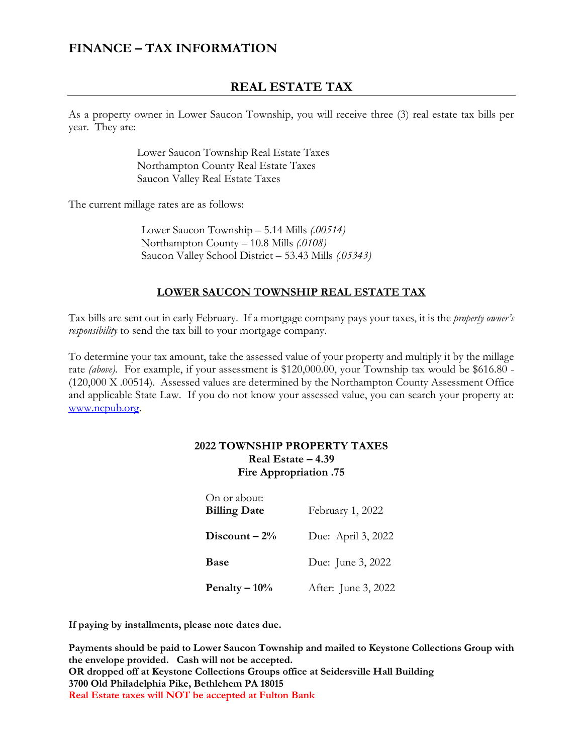# FINANCE – TAX INFORMATION

## REAL ESTATE TAX

As a property owner in Lower Saucon Township, you will receive three (3) real estate tax bills per year. They are:

Lower Saucon Township Real Estate Taxes
Northampton County Real Estate Taxes
Saucon Valley Real Estate Taxes

The current millage rates are as follows:

Lower Saucon Township – 5.14 Mills *(.00514)*
Northampton County – 10.8 Mills *(.0108)*
Saucon Valley School District – 53.43 Mills *(.05343)*

### LOWER SAUCON TOWNSHIP REAL ESTATE TAX

Tax bills are sent out in early February. If a mortgage company pays your taxes, it is the *property owner's responsibility* to send the tax bill to your mortgage company.

To determine your tax amount, take the assessed value of your property and multiply it by the millage rate *(above)*. For example, if your assessment is $120,000.00, your Township tax would be $616.80 - (120,000 X .00514). Assessed values are determined by the Northampton County Assessment Office and applicable State Law. If you do not know your assessed value, you can search your property at: www.ncpub.org.

**2022 TOWNSHIP PROPERTY TAXES**
**Real Estate – 4.39**
**Fire Appropriation .75**

| On or about: **Billing Date** | February 1, 2022 |
|---|---|
| **Discount – 2%** | Due: April 3, 2022 |
| **Base** | Due: June 3, 2022 |
| **Penalty – 10%** | After: June 3, 2022 |

**If paying by installments, please note dates due.**

**Payments should be paid to Lower Saucon Township and mailed to Keystone Collections Group with the envelope provided. Cash will not be accepted.**
**OR dropped off at Keystone Collections Groups office at Seidersville Hall Building**
**3700 Old Philadelphia Pike, Bethlehem PA 18015**
**Real Estate taxes will NOT be accepted at Fulton Bank**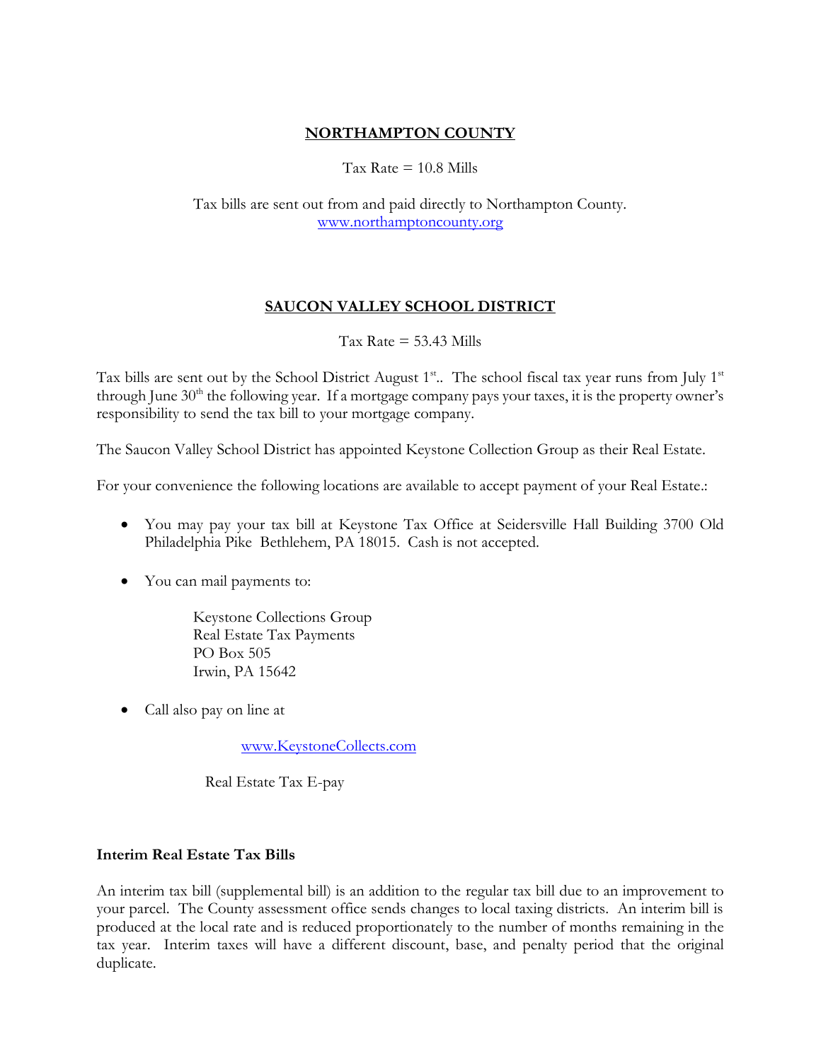## NORTHAMPTON COUNTY

Tax Rate = 10.8 Mills

Tax bills are sent out from and paid directly to Northampton County.
www.northamptoncounty.org

## SAUCON VALLEY SCHOOL DISTRICT

Tax Rate = 53.43 Mills

Tax bills are sent out by the School District August 1st.. The school fiscal tax year runs from July 1st through June 30th the following year. If a mortgage company pays your taxes, it is the property owner's responsibility to send the tax bill to your mortgage company.

The Saucon Valley School District has appointed Keystone Collection Group as their Real Estate.

For your convenience the following locations are available to accept payment of your Real Estate.:

- You may pay your tax bill at Keystone Tax Office at Seidersville Hall Building 3700 Old Philadelphia Pike Bethlehem, PA 18015. Cash is not accepted.
- You can mail payments to:

  Keystone Collections Group
  Real Estate Tax Payments
  PO Box 505
  Irwin, PA 15642

- Call also pay on line at

  www.KeystoneCollects.com

  Real Estate Tax E-pay

**Interim Real Estate Tax Bills**

An interim tax bill (supplemental bill) is an addition to the regular tax bill due to an improvement to your parcel. The County assessment office sends changes to local taxing districts. An interim bill is produced at the local rate and is reduced proportionately to the number of months remaining in the tax year. Interim taxes will have a different discount, base, and penalty period that the original duplicate.